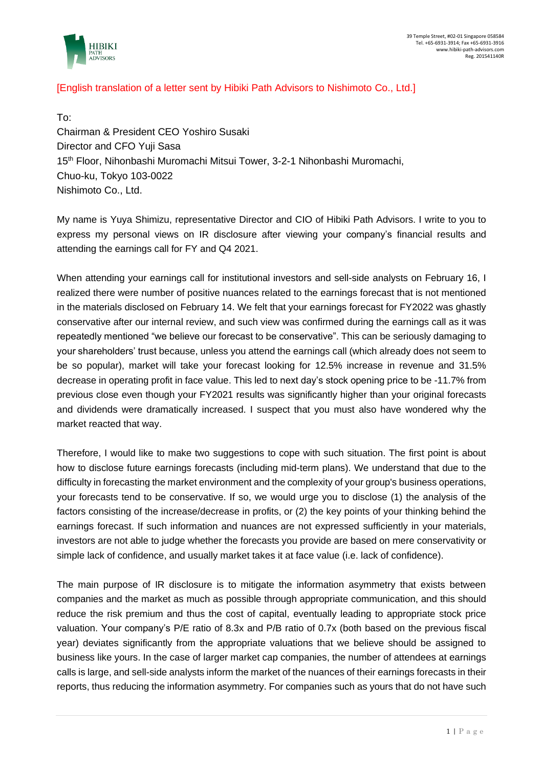39 Temple Street, #02-01 Singapore 058584
Tel. +65-6931-3914; Fax +65-6931-3916
www.hibiki-path-advisors.com
Reg. 201541140R

[English translation of a letter sent by Hibiki Path Advisors to Nishimoto Co., Ltd.]

To:
Chairman & President CEO Yoshiro Susaki
Director and CFO Yuji Sasa
15th Floor, Nihonbashi Muromachi Mitsui Tower, 3-2-1 Nihonbashi Muromachi,
Chuo-ku, Tokyo 103-0022
Nishimoto Co., Ltd.

My name is Yuya Shimizu, representative Director and CIO of Hibiki Path Advisors. I write to you to express my personal views on IR disclosure after viewing your company's financial results and attending the earnings call for FY and Q4 2021.

When attending your earnings call for institutional investors and sell-side analysts on February 16, I realized there were number of positive nuances related to the earnings forecast that is not mentioned in the materials disclosed on February 14. We felt that your earnings forecast for FY2022 was ghastly conservative after our internal review, and such view was confirmed during the earnings call as it was repeatedly mentioned "we believe our forecast to be conservative". This can be seriously damaging to your shareholders' trust because, unless you attend the earnings call (which already does not seem to be so popular), market will take your forecast looking for 12.5% increase in revenue and 31.5% decrease in operating profit in face value. This led to next day's stock opening price to be -11.7% from previous close even though your FY2021 results was significantly higher than your original forecasts and dividends were dramatically increased. I suspect that you must also have wondered why the market reacted that way.

Therefore, I would like to make two suggestions to cope with such situation. The first point is about how to disclose future earnings forecasts (including mid-term plans). We understand that due to the difficulty in forecasting the market environment and the complexity of your group's business operations, your forecasts tend to be conservative. If so, we would urge you to disclose (1) the analysis of the factors consisting of the increase/decrease in profits, or (2) the key points of your thinking behind the earnings forecast. If such information and nuances are not expressed sufficiently in your materials, investors are not able to judge whether the forecasts you provide are based on mere conservativity or simple lack of confidence, and usually market takes it at face value (i.e. lack of confidence).

The main purpose of IR disclosure is to mitigate the information asymmetry that exists between companies and the market as much as possible through appropriate communication, and this should reduce the risk premium and thus the cost of capital, eventually leading to appropriate stock price valuation. Your company's P/E ratio of 8.3x and P/B ratio of 0.7x (both based on the previous fiscal year) deviates significantly from the appropriate valuations that we believe should be assigned to business like yours. In the case of larger market cap companies, the number of attendees at earnings calls is large, and sell-side analysts inform the market of the nuances of their earnings forecasts in their reports, thus reducing the information asymmetry. For companies such as yours that do not have such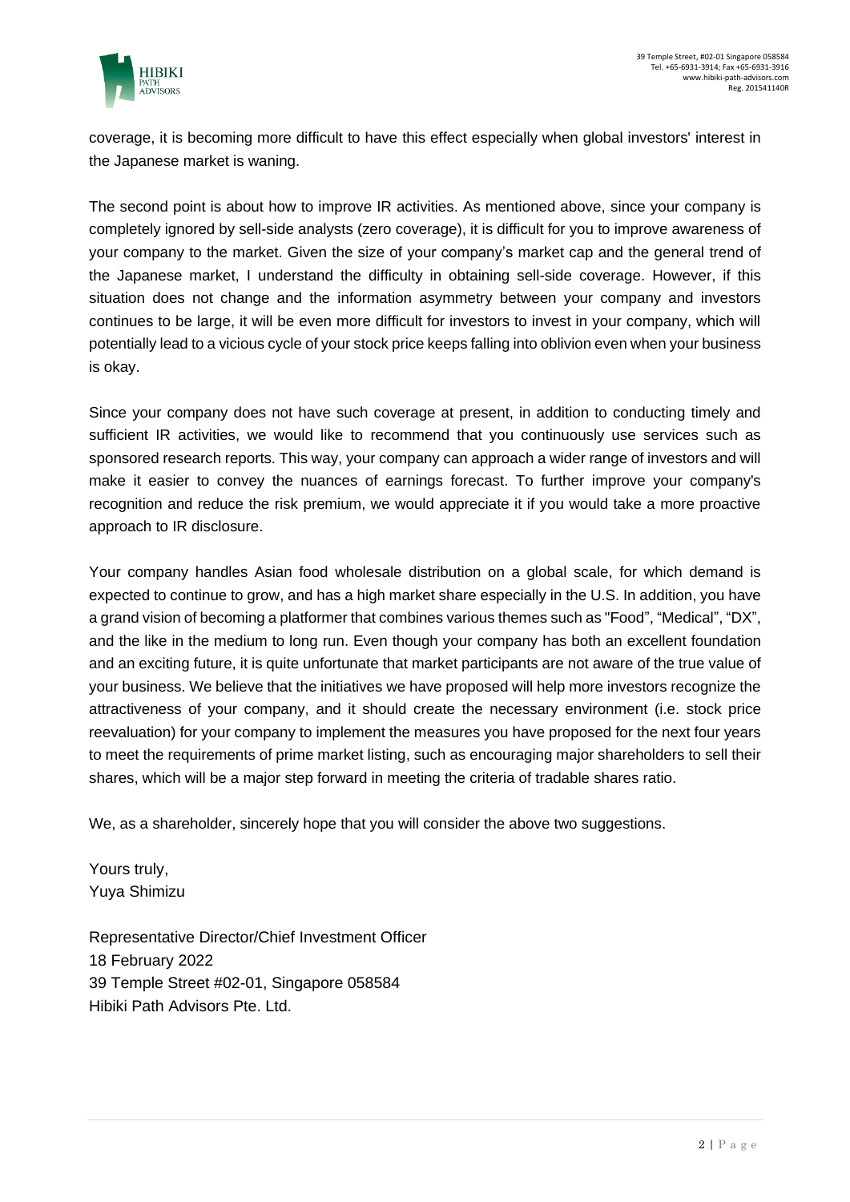coverage, it is becoming more difficult to have this effect especially when global investors' interest in the Japanese market is waning.

The second point is about how to improve IR activities. As mentioned above, since your company is completely ignored by sell-side analysts (zero coverage), it is difficult for you to improve awareness of your company to the market. Given the size of your company's market cap and the general trend of the Japanese market, I understand the difficulty in obtaining sell-side coverage. However, if this situation does not change and the information asymmetry between your company and investors continues to be large, it will be even more difficult for investors to invest in your company, which will potentially lead to a vicious cycle of your stock price keeps falling into oblivion even when your business is okay.

Since your company does not have such coverage at present, in addition to conducting timely and sufficient IR activities, we would like to recommend that you continuously use services such as sponsored research reports. This way, your company can approach a wider range of investors and will make it easier to convey the nuances of earnings forecast. To further improve your company's recognition and reduce the risk premium, we would appreciate it if you would take a more proactive approach to IR disclosure.

Your company handles Asian food wholesale distribution on a global scale, for which demand is expected to continue to grow, and has a high market share especially in the U.S. In addition, you have a grand vision of becoming a platformer that combines various themes such as "Food", "Medical", "DX", and the like in the medium to long run. Even though your company has both an excellent foundation and an exciting future, it is quite unfortunate that market participants are not aware of the true value of your business. We believe that the initiatives we have proposed will help more investors recognize the attractiveness of your company, and it should create the necessary environment (i.e. stock price reevaluation) for your company to implement the measures you have proposed for the next four years to meet the requirements of prime market listing, such as encouraging major shareholders to sell their shares, which will be a major step forward in meeting the criteria of tradable shares ratio.

We, as a shareholder, sincerely hope that you will consider the above two suggestions.

Yours truly,
Yuya Shimizu

Representative Director/Chief Investment Officer
18 February 2022
39 Temple Street #02-01, Singapore 058584
Hibiki Path Advisors Pte. Ltd.